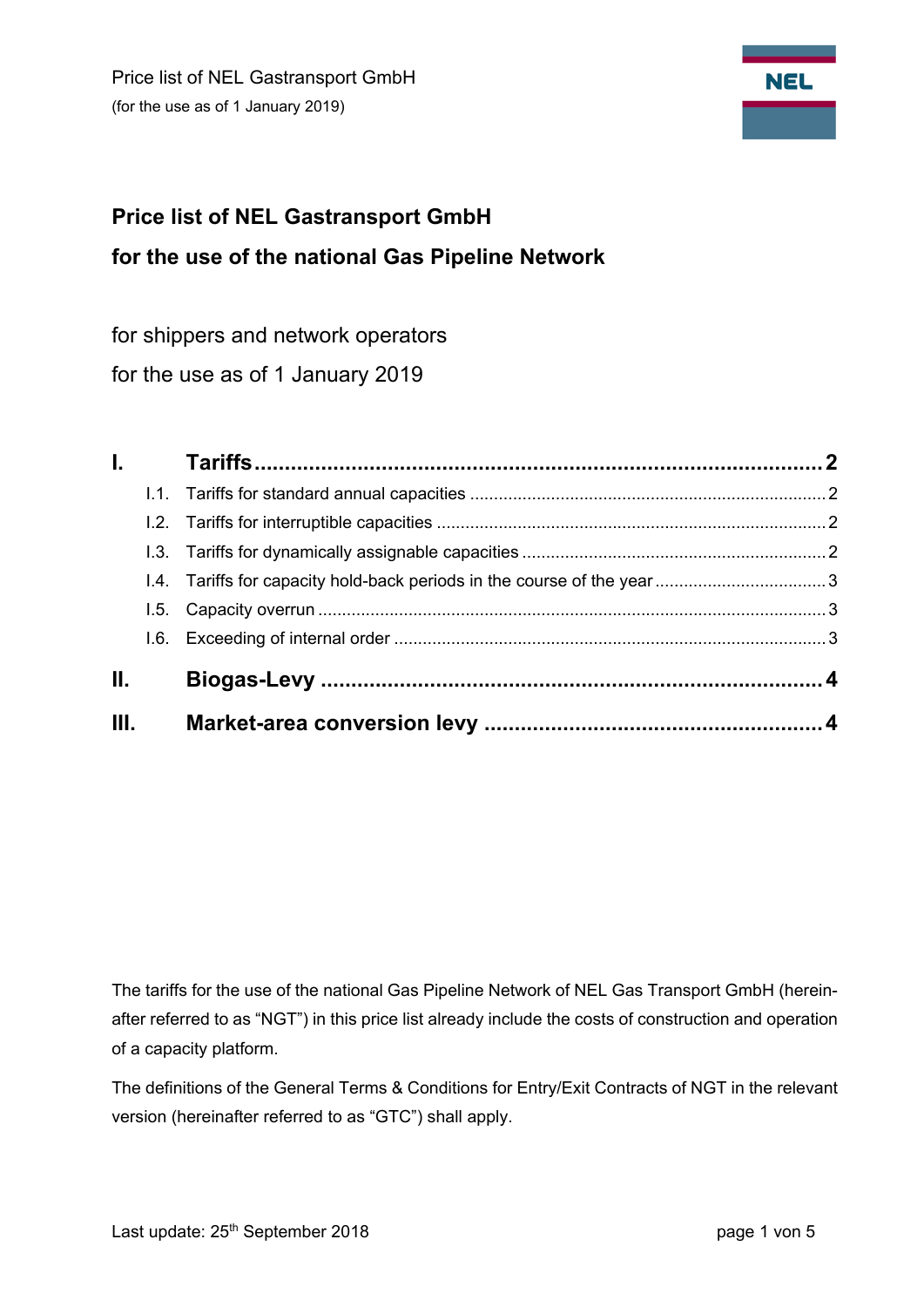# Price list of NEL Gastransport GmbH

# for the use of the national Gas Pipeline Network

for shippers and network operators

for the use as of 1 January 2019

- **I. Tariffs** ..... 2
  - I.1. Tariffs for standard annual capacities ..... 2
  - I.2. Tariffs for interruptible capacities ..... 2
  - I.3. Tariffs for dynamically assignable capacities ..... 2
  - I.4. Tariffs for capacity hold-back periods in the course of the year ..... 3
  - I.5. Capacity overrun ..... 3
  - I.6. Exceeding of internal order ..... 3
- **II. Biogas-Levy** ..... 4
- **III. Market-area conversion levy** ..... 4

The tariffs for the use of the national Gas Pipeline Network of NEL Gas Transport GmbH (hereinafter referred to as "NGT") in this price list already include the costs of construction and operation of a capacity platform.

The definitions of the General Terms & Conditions for Entry/Exit Contracts of NGT in the relevant version (hereinafter referred to as "GTC") shall apply.

Last update: 25th September 2018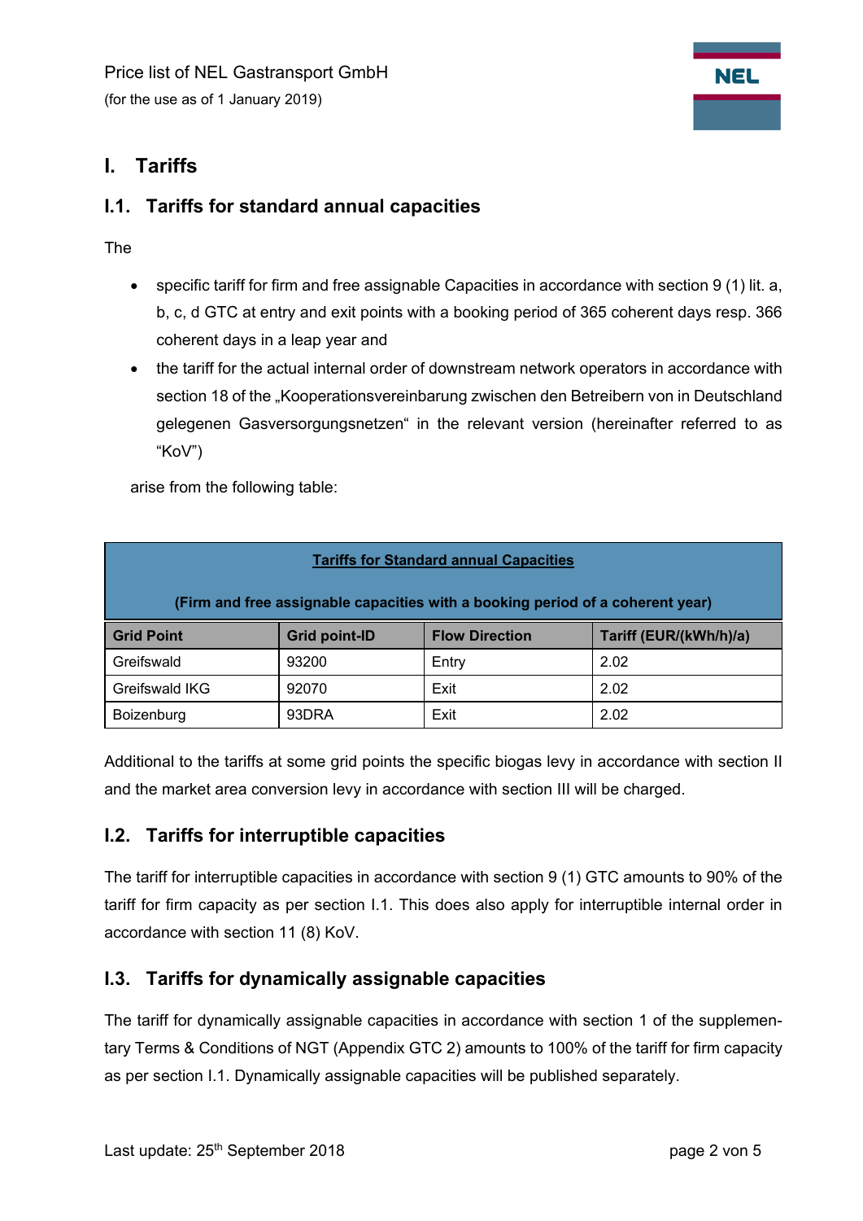Price list of NEL Gastransport GmbH
(for the use as of 1 January 2019)

# I. Tariffs

## I.1. Tariffs for standard annual capacities

The

- specific tariff for firm and free assignable Capacities in accordance with section 9 (1) lit. a, b, c, d GTC at entry and exit points with a booking period of 365 coherent days resp. 366 coherent days in a leap year and
- the tariff for the actual internal order of downstream network operators in accordance with section 18 of the „Kooperationsvereinbarung zwischen den Betreibern von in Deutschland gelegenen Gasversorgungsnetzen“ in the relevant version (hereinafter referred to as “KoV”)

arise from the following table:

| **Tariffs for Standard annual Capacities** (Firm and free assignable capacities with a booking period of a coherent year) | | | |
|---|---|---|---|
| **Grid Point** | **Grid point-ID** | **Flow Direction** | **Tariff (EUR/(kWh/h)/a)** |
| Greifswald | 93200 | Entry | 2.02 |
| Greifswald IKG | 92070 | Exit | 2.02 |
| Boizenburg | 93DRA | Exit | 2.02 |

Additional to the tariffs at some grid points the specific biogas levy in accordance with section II and the market area conversion levy in accordance with section III will be charged.

## I.2. Tariffs for interruptible capacities

The tariff for interruptible capacities in accordance with section 9 (1) GTC amounts to 90% of the tariff for firm capacity as per section I.1. This does also apply for interruptible internal order in accordance with section 11 (8) KoV.

## I.3. Tariffs for dynamically assignable capacities

The tariff for dynamically assignable capacities in accordance with section 1 of the supplementary Terms & Conditions of NGT (Appendix GTC 2) amounts to 100% of the tariff for firm capacity as per section I.1. Dynamically assignable capacities will be published separately.

Last update: 25th September 2018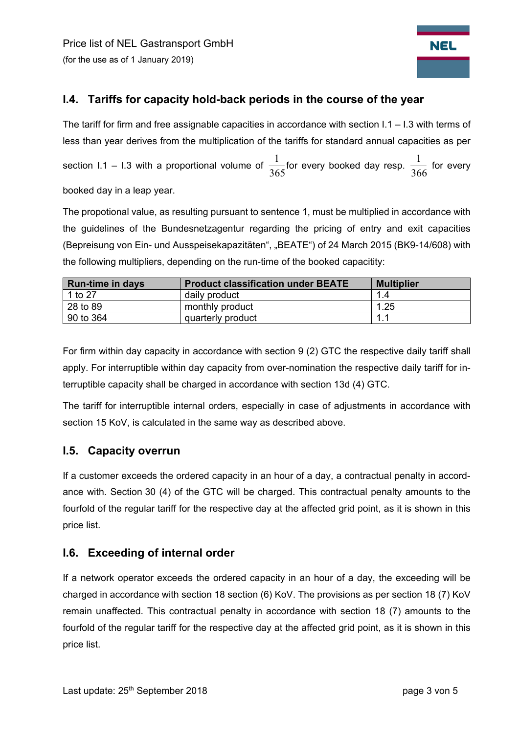## I.4. Tariffs for capacity hold-back periods in the course of the year

The tariff for firm and free assignable capacities in accordance with section I.1 – I.3 with terms of less than year derives from the multiplication of the tariffs for standard annual capacities as per section I.1 – I.3 with a proportional volume of $\frac{1}{365}$ for every booked day resp. $\frac{1}{366}$ for every booked day in a leap year.

The propotional value, as resulting pursuant to sentence 1, must be multiplied in accordance with the guidelines of the Bundesnetzagentur regarding the pricing of entry and exit capacities (Bepreisung von Ein- und Ausspeisekapazitäten", „BEATE") of 24 March 2015 (BK9-14/608) with the following multipliers, depending on the run-time of the booked capacitity:

| Run-time in days | Product classification under BEATE | Multiplier |
|---|---|---|
| 1 to 27 | daily product | 1.4 |
| 28 to 89 | monthly product | 1.25 |
| 90 to 364 | quarterly product | 1.1 |

For firm within day capacity in accordance with section 9 (2) GTC the respective daily tariff shall apply. For interruptible within day capacity from over-nomination the respective daily tariff for interruptible capacity shall be charged in accordance with section 13d (4) GTC.

The tariff for interruptible internal orders, especially in case of adjustments in accordance with section 15 KoV, is calculated in the same way as described above.

## I.5. Capacity overrun

If a customer exceeds the ordered capacity in an hour of a day, a contractual penalty in accordance with. Section 30 (4) of the GTC will be charged. This contractual penalty amounts to the fourfold of the regular tariff for the respective day at the affected grid point, as it is shown in this price list.

## I.6. Exceeding of internal order

If a network operator exceeds the ordered capacity in an hour of a day, the exceeding will be charged in accordance with section 18 section (6) KoV. The provisions as per section 18 (7) KoV remain unaffected. This contractual penalty in accordance with section 18 (7) amounts to the fourfold of the regular tariff for the respective day at the affected grid point, as it is shown in this price list.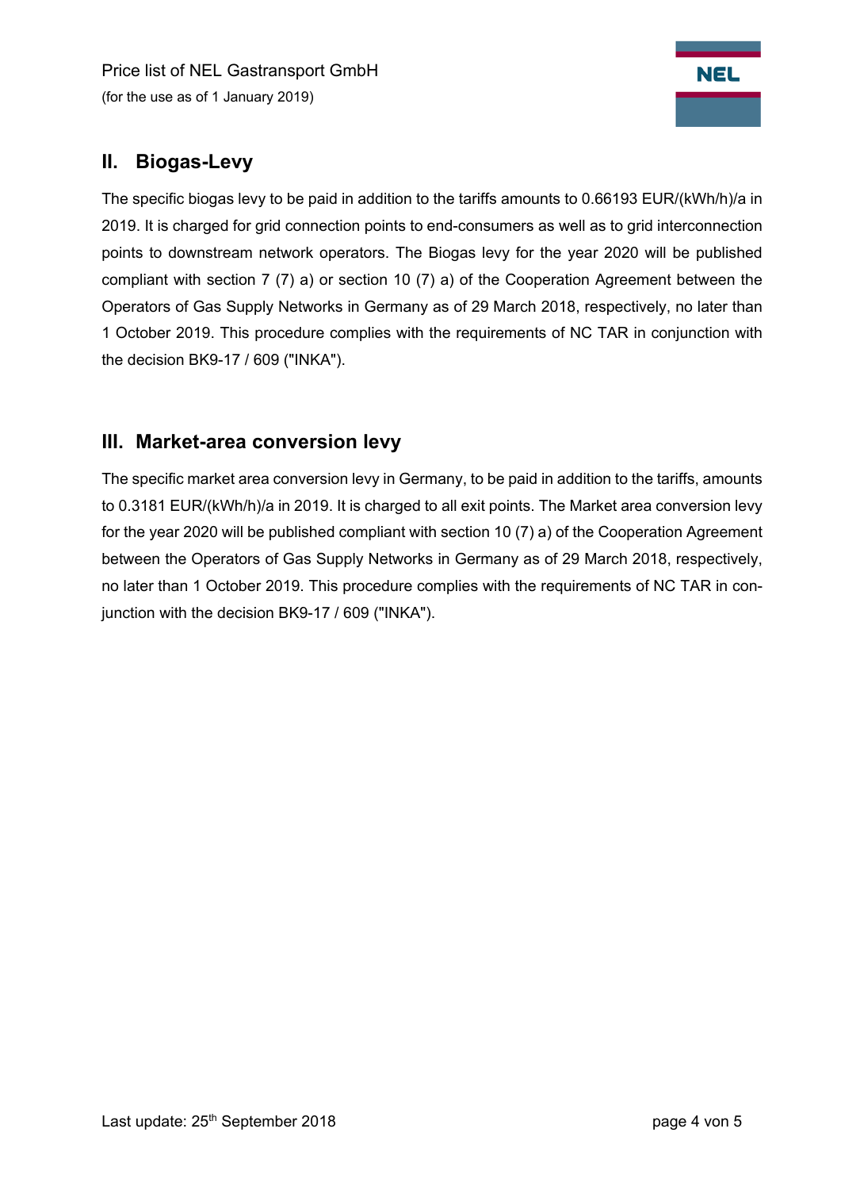## II. Biogas-Levy

The specific biogas levy to be paid in addition to the tariffs amounts to 0.66193 EUR/(kWh/h)/a in 2019. It is charged for grid connection points to end-consumers as well as to grid interconnection points to downstream network operators. The Biogas levy for the year 2020 will be published compliant with section 7 (7) a) or section 10 (7) a) of the Cooperation Agreement between the Operators of Gas Supply Networks in Germany as of 29 March 2018, respectively, no later than 1 October 2019. This procedure complies with the requirements of NC TAR in conjunction with the decision BK9-17 / 609 ("INKA").

## III. Market-area conversion levy

The specific market area conversion levy in Germany, to be paid in addition to the tariffs, amounts to 0.3181 EUR/(kWh/h)/a in 2019. It is charged to all exit points. The Market area conversion levy for the year 2020 will be published compliant with section 10 (7) a) of the Cooperation Agreement between the Operators of Gas Supply Networks in Germany as of 29 March 2018, respectively, no later than 1 October 2019. This procedure complies with the requirements of NC TAR in conjunction with the decision BK9-17 / 609 ("INKA").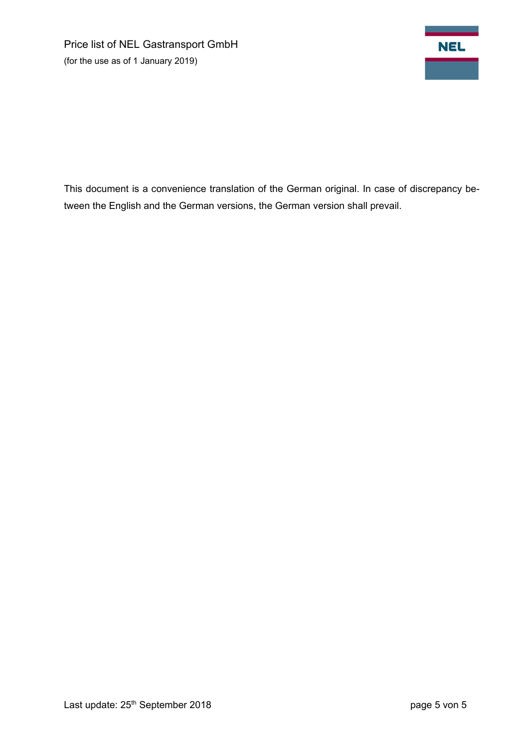This document is a convenience translation of the German original. In case of discrepancy between the English and the German versions, the German version shall prevail.